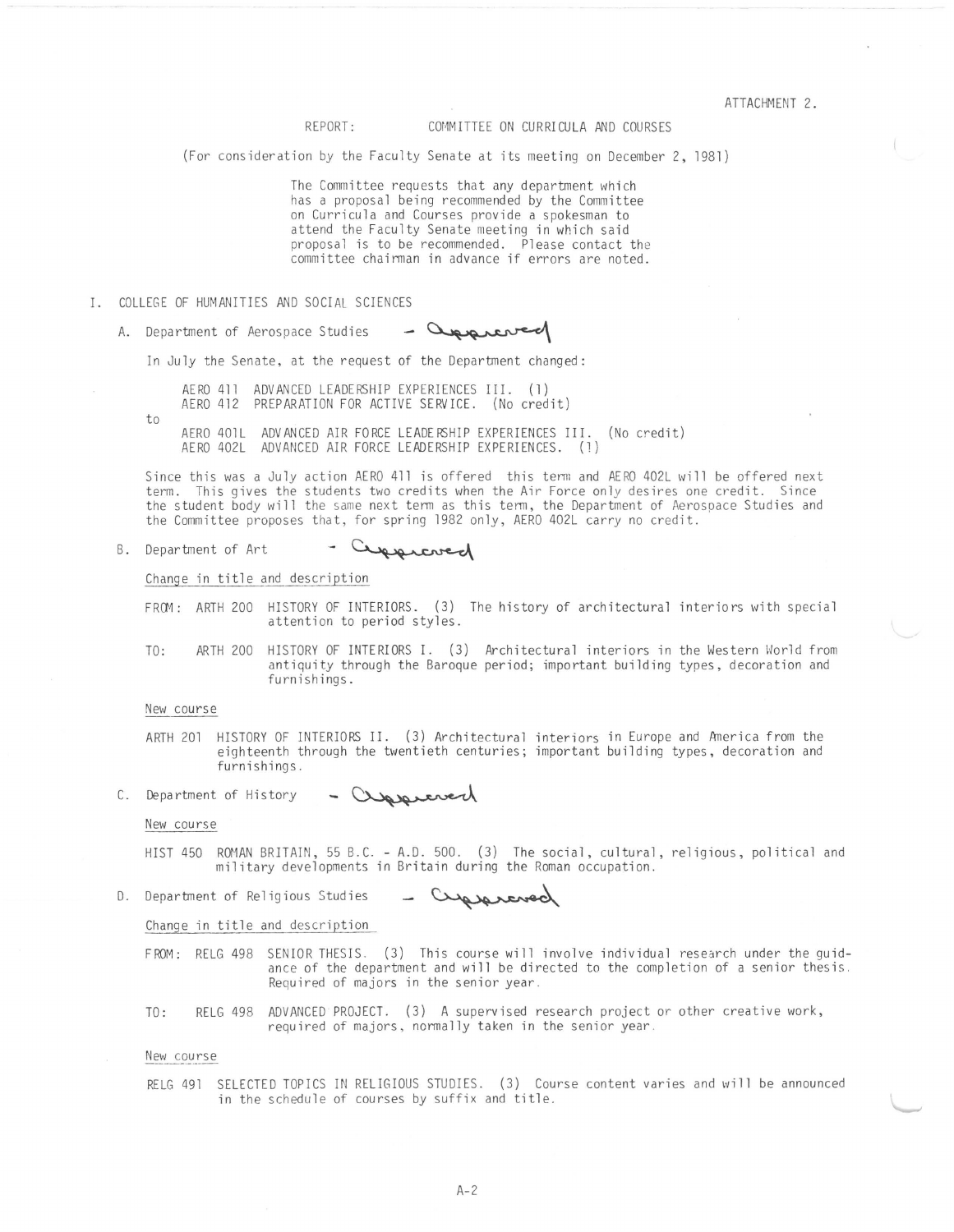ATTACHMENT 2.

REPORT: COMMITTEE ON CURRICULA AND COURSES

(For consideration by the Faculty Senate at its meeting on December 2, 1981)

The Committee requests that any department which has a proposal being recommended by the Committee on Curricula and Courses provide a spokesman to attend the Faculty Senate meeting in which said proposal is to be recommended. Please contact the committee chairman in advance if errors are noted.

## I. COLLEGE OF HUMANITIES AND SOCIAL SCIENCES

### A. Department of Aerospace Studies – Approved

In July the Senate, at the request of the Department changed:

AERO 411 ADVANCED LEADERSHIP EXPERIENCES III. (1)
AERO 412 PREPARATION FOR ACTIVE SERVICE. (No credit)

to

AERO 401L ADVANCED AIR FORCE LEADERSHIP EXPERIENCES III. (No credit)
AERO 402L ADVANCED AIR FORCE LEADERSHIP EXPERIENCES. (1)

Since this was a July action AERO 411 is offered this term and AERO 402L will be offered next term. This gives the students two credits when the Air Force only desires one credit. Since the student body will the same next term as this term, the Department of Aerospace Studies and the Committee proposes that, for spring 1982 only, AERO 402L carry no credit.

### B. Department of Art – Approved

Change in title and description

FROM: ARTH 200 HISTORY OF INTERIORS. (3) The history of architectural interiors with special attention to period styles.

TO: ARTH 200 HISTORY OF INTERIORS I. (3) Architectural interiors in the Western World from antiquity through the Baroque period; important building types, decoration and furnishings.

New course

ARTH 201 HISTORY OF INTERIORS II. (3) Architectural interiors in Europe and America from the eighteenth through the twentieth centuries; important building types, decoration and furnishings.

### C. Department of History – Approved

New course

HIST 450 ROMAN BRITAIN, 55 B.C. - A.D. 500. (3) The social, cultural, religious, political and military developments in Britain during the Roman occupation.

### D. Department of Religious Studies – Approved

Change in title and description

FROM: RELG 498 SENIOR THESIS. (3) This course will involve individual research under the guidance of the department and will be directed to the completion of a senior thesis. Required of majors in the senior year.

TO: RELG 498 ADVANCED PROJECT. (3) A supervised research project or other creative work, required of majors, normally taken in the senior year.

New course

RELG 491 SELECTED TOPICS IN RELIGIOUS STUDIES. (3) Course content varies and will be announced in the schedule of courses by suffix and title.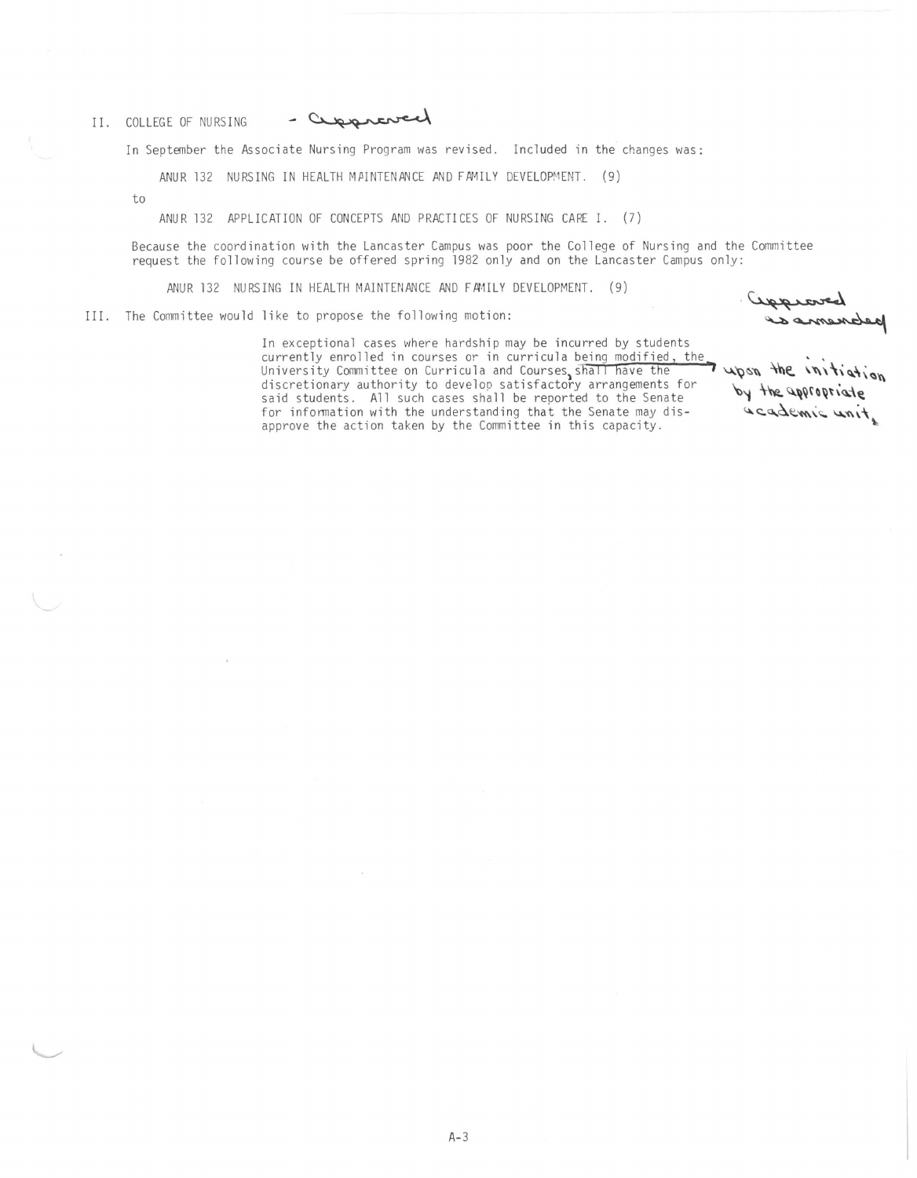II. COLLEGE OF NURSING - approved

In September the Associate Nursing Program was revised. Included in the changes was:

ANUR 132 NURSING IN HEALTH MAINTENANCE AND FAMILY DEVELOPMENT. (9)

to

ANUR 132 APPLICATION OF CONCEPTS AND PRACTICES OF NURSING CARE I. (7)

Because the coordination with the Lancaster Campus was poor the College of Nursing and the Committee request the following course be offered spring 1982 only and on the Lancaster Campus only:

ANUR 132 NURSING IN HEALTH MAINTENANCE AND FAMILY DEVELOPMENT. (9)

III. The Committee would like to propose the following motion:

Approved as amended

> In exceptional cases where hardship may be incurred by students currently enrolled in courses or in curricula being modified, the University Committee on Curricula and Courses, shall have the discretionary authority to develop satisfactory arrangements for said students. All such cases shall be reported to the Senate for information with the understanding that the Senate may disapprove the action taken by the Committee in this capacity.

upon the initiation by the appropriate academic unit.